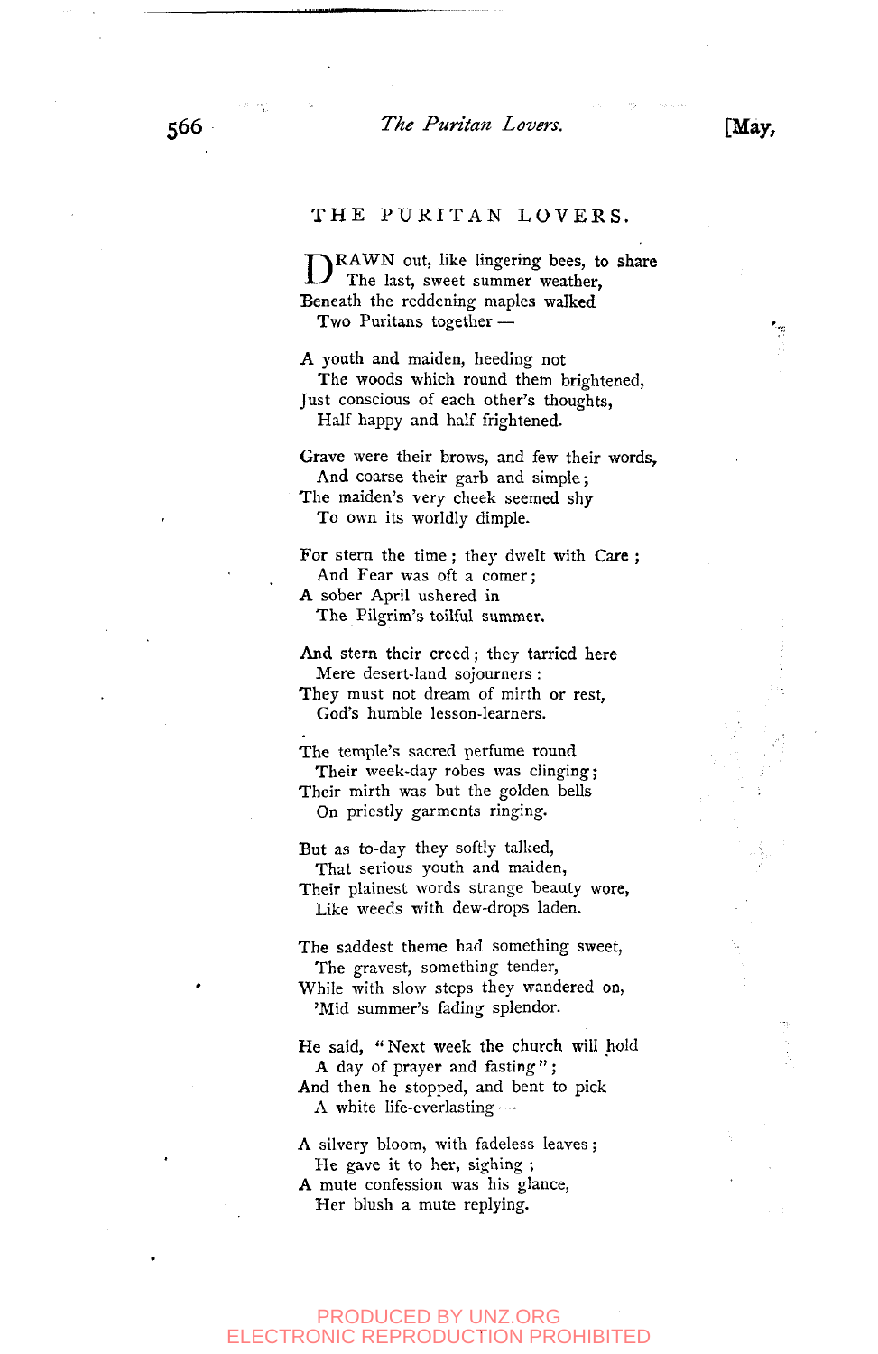# THE PURITAN LOVERS.

DRAWN out, like lingering bees, to share
  The last, sweet summer weather,
Beneath the reddening maples walked
  Two Puritans together —

A youth and maiden, heeding not
  The woods which round them brightened,
Just conscious of each other's thoughts,
  Half happy and half frightened.

Grave were their brows, and few their words,
  And coarse their garb and simple;
The maiden's very cheek seemed shy
  To own its worldly dimple.

For stern the time; they dwelt with Care;
  And Fear was oft a comer;
A sober April ushered in
  The Pilgrim's toilful summer.

And stern their creed; they tarried here
  Mere desert-land sojourners:
They must not dream of mirth or rest,
  God's humble lesson-learners.

The temple's sacred perfume round
  Their week-day robes was clinging;
Their mirth was but the golden bells
  On priestly garments ringing.

But as to-day they softly talked,
  That serious youth and maiden,
Their plainest words strange beauty wore,
  Like weeds with dew-drops laden.

The saddest theme had something sweet,
  The gravest, something tender,
While with slow steps they wandered on,
  'Mid summer's fading splendor.

He said, "Next week the church will hold
  A day of prayer and fasting";
And then he stopped, and bent to pick
  A white life-everlasting —

A silvery bloom, with fadeless leaves;
  He gave it to her, sighing;
A mute confession was his glance,
  Her blush a mute replying.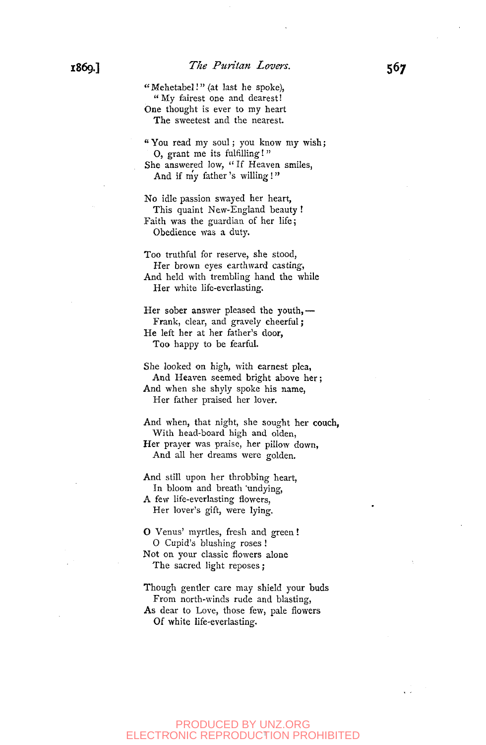"Mehetabel!" (at last he spoke),
"My fairest one and dearest!
One thought is ever to my heart
The sweetest and the nearest.

"You read my soul; you know my wish;
O, grant me its fulfilling!"
She answered low, "If Heaven smiles,
And if my father 's willing!"

No idle passion swayed her heart,
This quaint New-England beauty!
Faith was the guardian of her life;
Obedience was a duty.

Too truthful for reserve, she stood,
Her brown eyes earthward casting,
And held with trembling hand the while
Her white life-everlasting.

Her sober answer pleased the youth, —
Frank, clear, and gravely cheerful;
He left her at her father's door,
Too happy to be fearful.

She looked on high, with earnest plea,
And Heaven seemed bright above her;
And when she shyly spoke his name,
Her father praised her lover.

And when, that night, she sought her couch,
With head-board high and olden,
Her prayer was praise, her pillow down,
And all her dreams were golden.

And still upon her throbbing heart,
In bloom and breath 'undying,
A few life-everlasting flowers,
Her lover's gift, were lying.

O Venus' myrtles, fresh and green!
O Cupid's blushing roses!
Not on your classic flowers alone
The sacred light reposes;

Though gentler care may shield your buds
From north-winds rude and blasting,
As dear to Love, those few, pale flowers
Of white life-everlasting.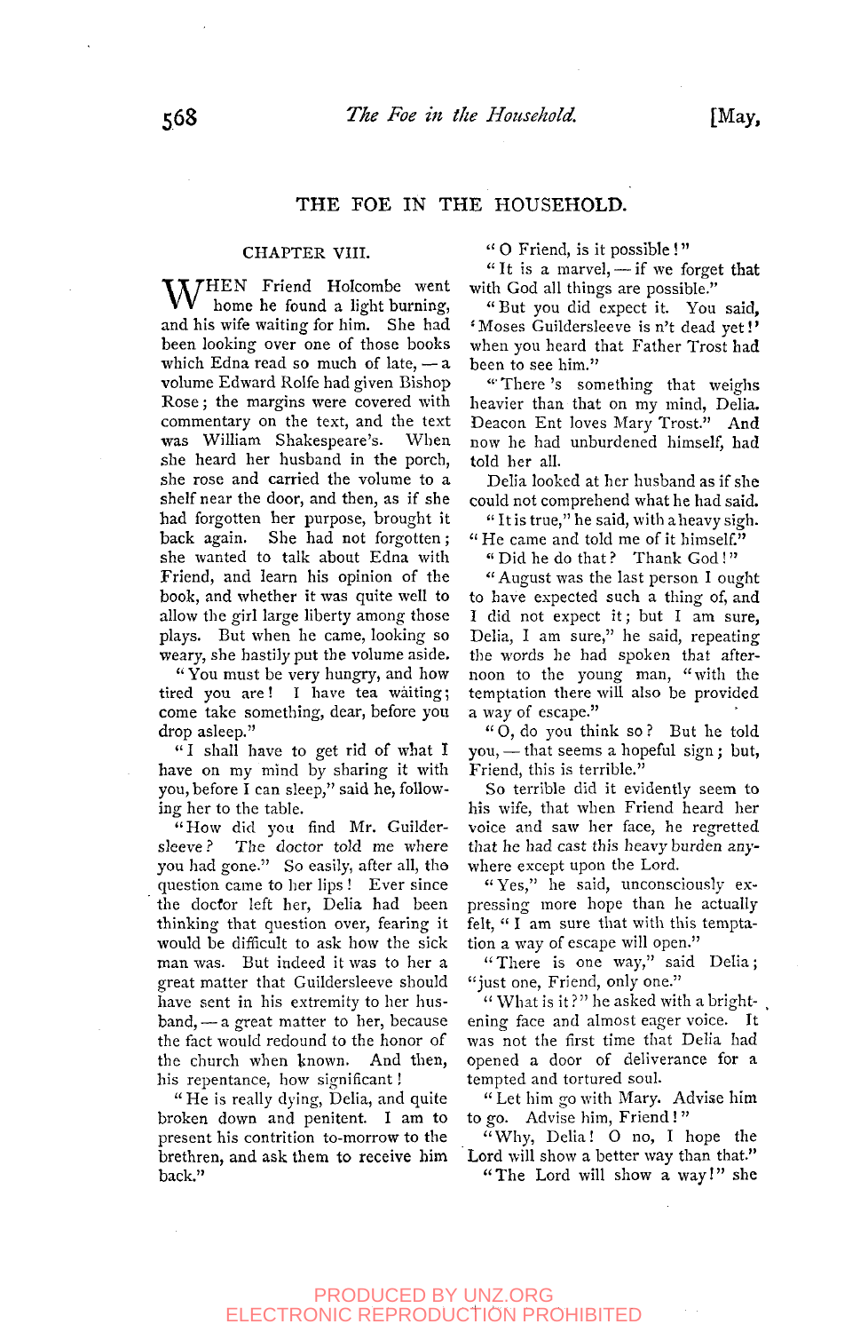# THE FOE IN THE HOUSEHOLD.

## CHAPTER VIII.

WHEN Friend Holcombe went home he found a light burning, and his wife waiting for him. She had been looking over one of those books which Edna read so much of late, — a volume Edward Rolfe had given Bishop Rose; the margins were covered with commentary on the text, and the text was William Shakespeare's. When she heard her husband in the porch, she rose and carried the volume to a shelf near the door, and then, as if she had forgotten her purpose, brought it back again. She had not forgotten; she wanted to talk about Edna with Friend, and learn his opinion of the book, and whether it was quite well to allow the girl large liberty among those plays. But when he came, looking so weary, she hastily put the volume aside.

"You must be very hungry, and how tired you are! I have tea waiting; come take something, dear, before you drop asleep."

"I shall have to get rid of what I have on my mind by sharing it with you, before I can sleep," said he, following her to the table.

"How did you find Mr. Guildersleeve? The doctor told me where you had gone." So easily, after all, the question came to her lips! Ever since the doctor left her, Delia had been thinking that question over, fearing it would be difficult to ask how the sick man was. But indeed it was to her a great matter that Guildersleeve should have sent in his extremity to her husband, — a great matter to her, because the fact would redound to the honor of the church when known. And then, his repentance, how significant!

"He is really dying, Delia, and quite broken down and penitent. I am to present his contrition to-morrow to the brethren, and ask them to receive him back."

"O Friend, is it possible!"

"It is a marvel, — if we forget that with God all things are possible."

"But you did expect it. You said, 'Moses Guildersleeve is n't dead yet!' when you heard that Father Trost had been to see him."

"There 's something that weighs heavier than that on my mind, Delia. Deacon Ent loves Mary Trost." And now he had unburdened himself, had told her all.

Delia looked at her husband as if she could not comprehend what he had said.

"It is true," he said, with a heavy sigh. "He came and told me of it himself."

"Did he do that? Thank God!"

"August was the last person I ought to have expected such a thing of, and I did not expect it; but I am sure, Delia, I am sure," he said, repeating the words he had spoken that afternoon to the young man, "with the temptation there will also be provided a way of escape."

"O, do you think so? But he told you, — that seems a hopeful sign; but, Friend, this is terrible."

So terrible did it evidently seem to his wife, that when Friend heard her voice and saw her face, he regretted that he had cast this heavy burden anywhere except upon the Lord.

"Yes," he said, unconsciously expressing more hope than he actually felt, "I am sure that with this temptation a way of escape will open."

"There is one way," said Delia; "just one, Friend, only one."

"What is it?" he asked with a brightening face and almost eager voice. It was not the first time that Delia had opened a door of deliverance for a tempted and tortured soul.

"Let him go with Mary. Advise him to go. Advise him, Friend!"

"Why, Delia! O no, I hope the Lord will show a better way than that."

"The Lord will show a way!" she